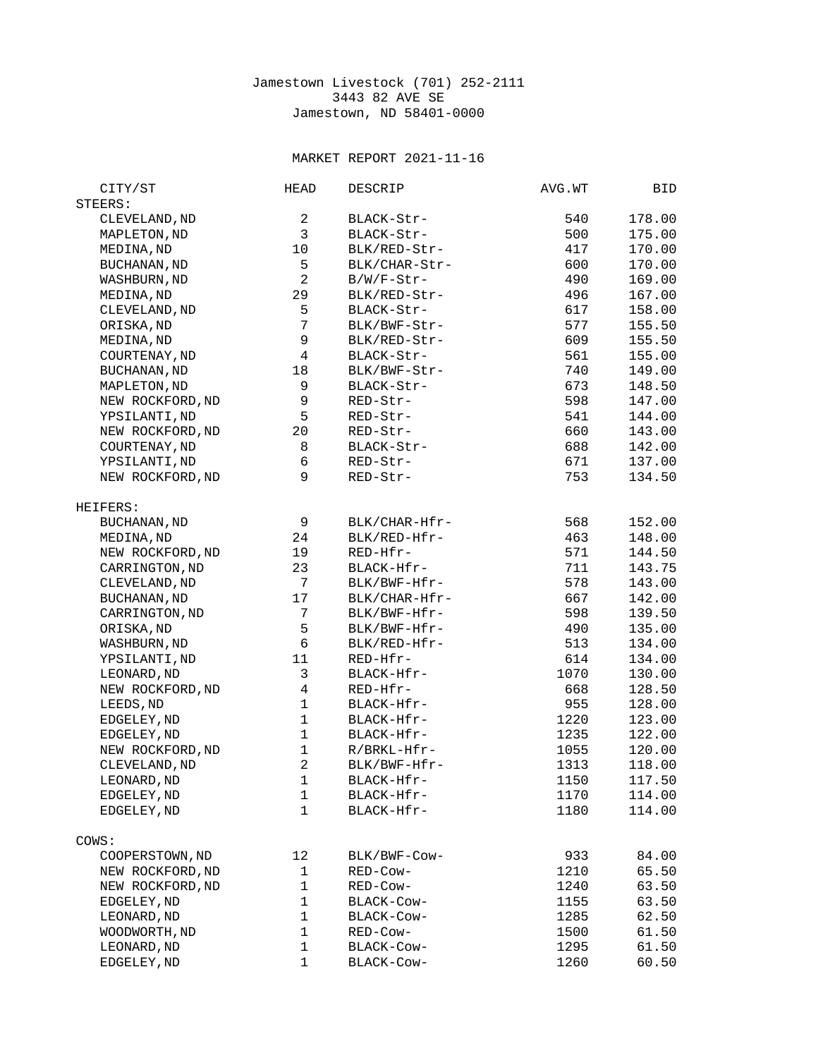Jamestown Livestock (701) 252-2111
3443 82 AVE SE
Jamestown, ND 58401-0000

MARKET REPORT 2021-11-16

| CITY/ST | HEAD | DESCRIP | AVG.WT | BID |
|---|---|---|---|---|
| **STEERS:** | | | | |
| CLEVELAND,ND | 2 | BLACK-Str- | 540 | 178.00 |
| MAPLETON,ND | 3 | BLACK-Str- | 500 | 175.00 |
| MEDINA,ND | 10 | BLK/RED-Str- | 417 | 170.00 |
| BUCHANAN,ND | 5 | BLK/CHAR-Str- | 600 | 170.00 |
| WASHBURN,ND | 2 | B/W/F-Str- | 490 | 169.00 |
| MEDINA,ND | 29 | BLK/RED-Str- | 496 | 167.00 |
| CLEVELAND,ND | 5 | BLACK-Str- | 617 | 158.00 |
| ORISKA,ND | 7 | BLK/BWF-Str- | 577 | 155.50 |
| MEDINA,ND | 9 | BLK/RED-Str- | 609 | 155.50 |
| COURTENAY,ND | 4 | BLACK-Str- | 561 | 155.00 |
| BUCHANAN,ND | 18 | BLK/BWF-Str- | 740 | 149.00 |
| MAPLETON,ND | 9 | BLACK-Str- | 673 | 148.50 |
| NEW ROCKFORD,ND | 9 | RED-Str- | 598 | 147.00 |
| YPSILANTI,ND | 5 | RED-Str- | 541 | 144.00 |
| NEW ROCKFORD,ND | 20 | RED-Str- | 660 | 143.00 |
| COURTENAY,ND | 8 | BLACK-Str- | 688 | 142.00 |
| YPSILANTI,ND | 6 | RED-Str- | 671 | 137.00 |
| NEW ROCKFORD,ND | 9 | RED-Str- | 753 | 134.50 |
| **HEIFERS:** | | | | |
| BUCHANAN,ND | 9 | BLK/CHAR-Hfr- | 568 | 152.00 |
| MEDINA,ND | 24 | BLK/RED-Hfr- | 463 | 148.00 |
| NEW ROCKFORD,ND | 19 | RED-Hfr- | 571 | 144.50 |
| CARRINGTON,ND | 23 | BLACK-Hfr- | 711 | 143.75 |
| CLEVELAND,ND | 7 | BLK/BWF-Hfr- | 578 | 143.00 |
| BUCHANAN,ND | 17 | BLK/CHAR-Hfr- | 667 | 142.00 |
| CARRINGTON,ND | 7 | BLK/BWF-Hfr- | 598 | 139.50 |
| ORISKA,ND | 5 | BLK/BWF-Hfr- | 490 | 135.00 |
| WASHBURN,ND | 6 | BLK/RED-Hfr- | 513 | 134.00 |
| YPSILANTI,ND | 11 | RED-Hfr- | 614 | 134.00 |
| LEONARD,ND | 3 | BLACK-Hfr- | 1070 | 130.00 |
| NEW ROCKFORD,ND | 4 | RED-Hfr- | 668 | 128.50 |
| LEEDS,ND | 1 | BLACK-Hfr- | 955 | 128.00 |
| EDGELEY,ND | 1 | BLACK-Hfr- | 1220 | 123.00 |
| EDGELEY,ND | 1 | BLACK-Hfr- | 1235 | 122.00 |
| NEW ROCKFORD,ND | 1 | R/BRKL-Hfr- | 1055 | 120.00 |
| CLEVELAND,ND | 2 | BLK/BWF-Hfr- | 1313 | 118.00 |
| LEONARD,ND | 1 | BLACK-Hfr- | 1150 | 117.50 |
| EDGELEY,ND | 1 | BLACK-Hfr- | 1170 | 114.00 |
| EDGELEY,ND | 1 | BLACK-Hfr- | 1180 | 114.00 |
| **COWS:** | | | | |
| COOPERSTOWN,ND | 12 | BLK/BWF-Cow- | 933 | 84.00 |
| NEW ROCKFORD,ND | 1 | RED-Cow- | 1210 | 65.50 |
| NEW ROCKFORD,ND | 1 | RED-Cow- | 1240 | 63.50 |
| EDGELEY,ND | 1 | BLACK-Cow- | 1155 | 63.50 |
| LEONARD,ND | 1 | BLACK-Cow- | 1285 | 62.50 |
| WOODWORTH,ND | 1 | RED-Cow- | 1500 | 61.50 |
| LEONARD,ND | 1 | BLACK-Cow- | 1295 | 61.50 |
| EDGELEY,ND | 1 | BLACK-Cow- | 1260 | 60.50 |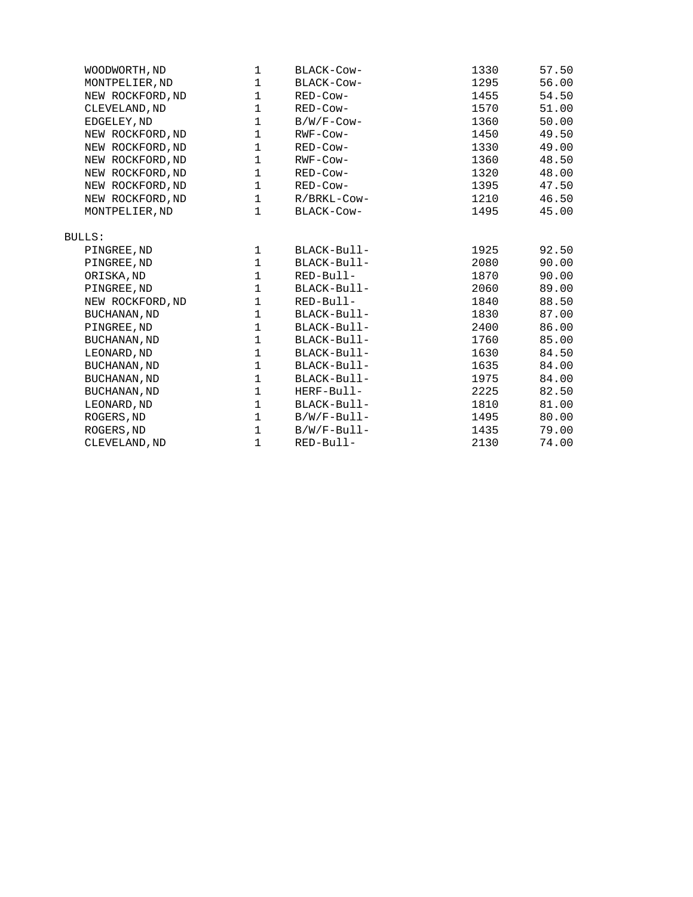| | | | | |
|---|---|---|---|---|
| WOODWORTH,ND | 1 | BLACK-Cow- | 1330 | 57.50 |
| MONTPELIER,ND | 1 | BLACK-Cow- | 1295 | 56.00 |
| NEW ROCKFORD,ND | 1 | RED-Cow- | 1455 | 54.50 |
| CLEVELAND,ND | 1 | RED-Cow- | 1570 | 51.00 |
| EDGELEY,ND | 1 | B/W/F-Cow- | 1360 | 50.00 |
| NEW ROCKFORD,ND | 1 | RWF-Cow- | 1450 | 49.50 |
| NEW ROCKFORD,ND | 1 | RED-Cow- | 1330 | 49.00 |
| NEW ROCKFORD,ND | 1 | RWF-Cow- | 1360 | 48.50 |
| NEW ROCKFORD,ND | 1 | RED-Cow- | 1320 | 48.00 |
| NEW ROCKFORD,ND | 1 | RED-Cow- | 1395 | 47.50 |
| NEW ROCKFORD,ND | 1 | R/BRKL-Cow- | 1210 | 46.50 |
| MONTPELIER,ND | 1 | BLACK-Cow- | 1495 | 45.00 |

BULLS:

| | | | | |
|---|---|---|---|---|
| PINGREE,ND | 1 | BLACK-Bull- | 1925 | 92.50 |
| PINGREE,ND | 1 | BLACK-Bull- | 2080 | 90.00 |
| ORISKA,ND | 1 | RED-Bull- | 1870 | 90.00 |
| PINGREE,ND | 1 | BLACK-Bull- | 2060 | 89.00 |
| NEW ROCKFORD,ND | 1 | RED-Bull- | 1840 | 88.50 |
| BUCHANAN,ND | 1 | BLACK-Bull- | 1830 | 87.00 |
| PINGREE,ND | 1 | BLACK-Bull- | 2400 | 86.00 |
| BUCHANAN,ND | 1 | BLACK-Bull- | 1760 | 85.00 |
| LEONARD,ND | 1 | BLACK-Bull- | 1630 | 84.50 |
| BUCHANAN,ND | 1 | BLACK-Bull- | 1635 | 84.00 |
| BUCHANAN,ND | 1 | BLACK-Bull- | 1975 | 84.00 |
| BUCHANAN,ND | 1 | HERF-Bull- | 2225 | 82.50 |
| LEONARD,ND | 1 | BLACK-Bull- | 1810 | 81.00 |
| ROGERS,ND | 1 | B/W/F-Bull- | 1495 | 80.00 |
| ROGERS,ND | 1 | B/W/F-Bull- | 1435 | 79.00 |
| CLEVELAND,ND | 1 | RED-Bull- | 2130 | 74.00 |